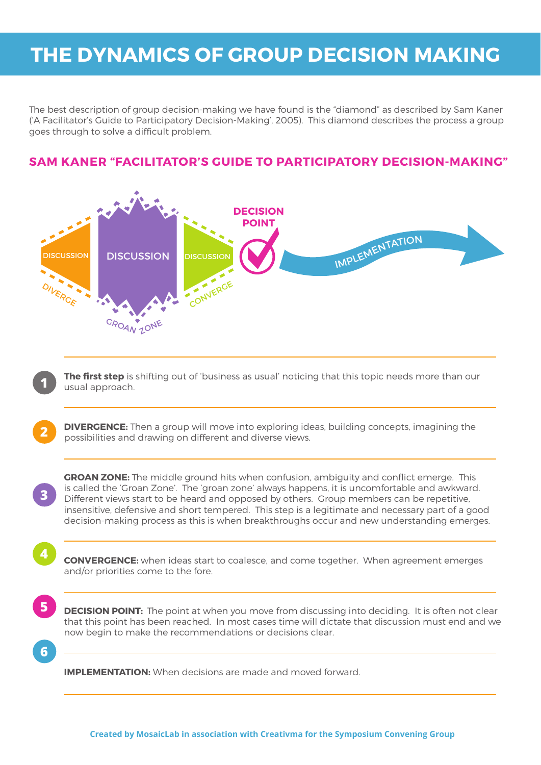# THE DYNAMICS OF GROUP DECISION MAKING

The best description of group decision-making we have found is the "diamond" as described by Sam Kaner ('A Facilitator's Guide to Participatory Decision-Making', 2005). This diamond describes the process a group goes through to solve a difficult problem.

## SAM KANER "FACILITATOR'S GUIDE TO PARTICIPATORY DECISION-MAKING"

DISCUSSION — DISCUSSION — DISCUSSION — DECISION POINT — IMPLEMENTATION

DIVERGE — GROAN ZONE — CONVERGE

1. **The first step** is shifting out of 'business as usual' noticing that this topic needs more than our usual approach.

2. **DIVERGENCE:** Then a group will move into exploring ideas, building concepts, imagining the possibilities and drawing on different and diverse views.

3. **GROAN ZONE:** The middle ground hits when confusion, ambiguity and conflict emerge. This is called the 'Groan Zone'. The 'groan zone' always happens, it is uncomfortable and awkward. Different views start to be heard and opposed by others. Group members can be repetitive, insensitive, defensive and short tempered. This step is a legitimate and necessary part of a good decision-making process as this is when breakthroughs occur and new understanding emerges.

4. **CONVERGENCE:** when ideas start to coalesce, and come together. When agreement emerges and/or priorities come to the fore.

5. **DECISION POINT:** The point at when you move from discussing into deciding. It is often not clear that this point has been reached. In most cases time will dictate that discussion must end and we now begin to make the recommendations or decisions clear.

6. **IMPLEMENTATION:** When decisions are made and moved forward.

**Created by MosaicLab in association with Creativma for the Symposium Convening Group**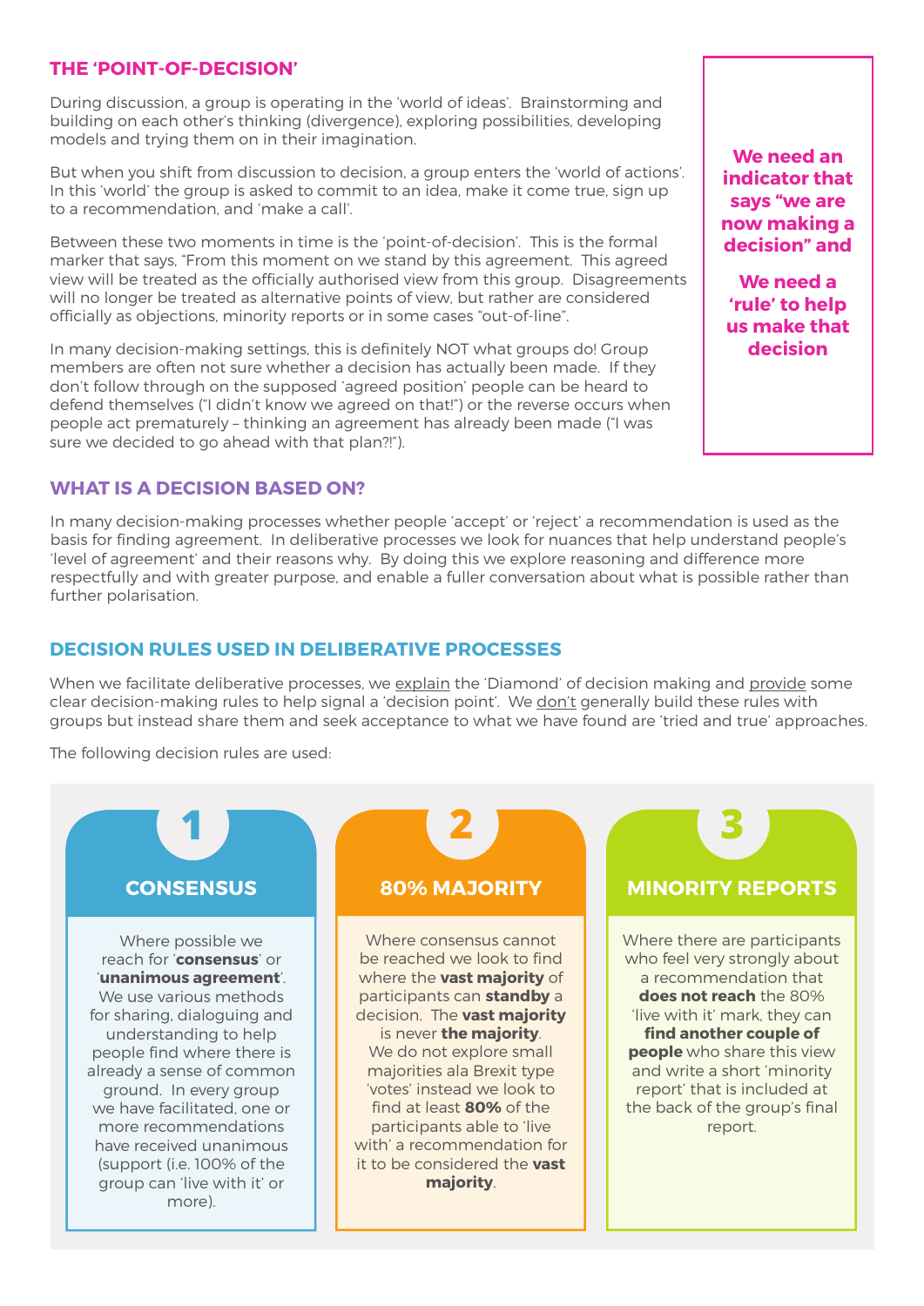## THE 'POINT-OF-DECISION'

During discussion, a group is operating in the 'world of ideas'. Brainstorming and building on each other's thinking (divergence), exploring possibilities, developing models and trying them on in their imagination.

But when you shift from discussion to decision, a group enters the 'world of actions'. In this 'world' the group is asked to commit to an idea, make it come true, sign up to a recommendation, and 'make a call'.

Between these two moments in time is the 'point-of-decision'. This is the formal marker that says, "From this moment on we stand by this agreement. This agreed view will be treated as the officially authorised view from this group. Disagreements will no longer be treated as alternative points of view, but rather are considered officially as objections, minority reports or in some cases "out-of-line".

In many decision-making settings, this is definitely NOT what groups do! Group members are often not sure whether a decision has actually been made. If they don't follow through on the supposed 'agreed position' people can be heard to defend themselves ("I didn't know we agreed on that!") or the reverse occurs when people act prematurely – thinking an agreement has already been made ("I was sure we decided to go ahead with that plan?!").

**We need an indicator that says "we are now making a decision" and**

**We need a 'rule' to help us make that decision**

## WHAT IS A DECISION BASED ON?

In many decision-making processes whether people 'accept' or 'reject' a recommendation is used as the basis for finding agreement. In deliberative processes we look for nuances that help understand people's 'level of agreement' and their reasons why. By doing this we explore reasoning and difference more respectfully and with greater purpose, and enable a fuller conversation about what is possible rather than further polarisation.

## DECISION RULES USED IN DELIBERATIVE PROCESSES

When we facilitate deliberative processes, we explain the 'Diamond' of decision making and provide some clear decision-making rules to help signal a 'decision point'. We don't generally build these rules with groups but instead share them and seek acceptance to what we have found are 'tried and true' approaches.

The following decision rules are used:

### 1 CONSENSUS

Where possible we reach for '**consensus**' or '**unanimous agreement**'. We use various methods for sharing, dialoguing and understanding to help people find where there is already a sense of common ground. In every group we have facilitated, one or more recommendations have received unanimous (support (i.e. 100% of the group can 'live with it' or more).

### 2 80% MAJORITY

Where consensus cannot be reached we look to find where the **vast majority** of participants can **standby** a decision. The **vast majority** is never **the majority**. We do not explore small majorities ala Brexit type 'votes' instead we look to find at least **80%** of the participants able to 'live with' a recommendation for it to be considered the **vast majority**.

### 3 MINORITY REPORTS

Where there are participants who feel very strongly about a recommendation that **does not reach** the 80% 'live with it' mark, they can **find another couple of people** who share this view and write a short 'minority report' that is included at the back of the group's final report.